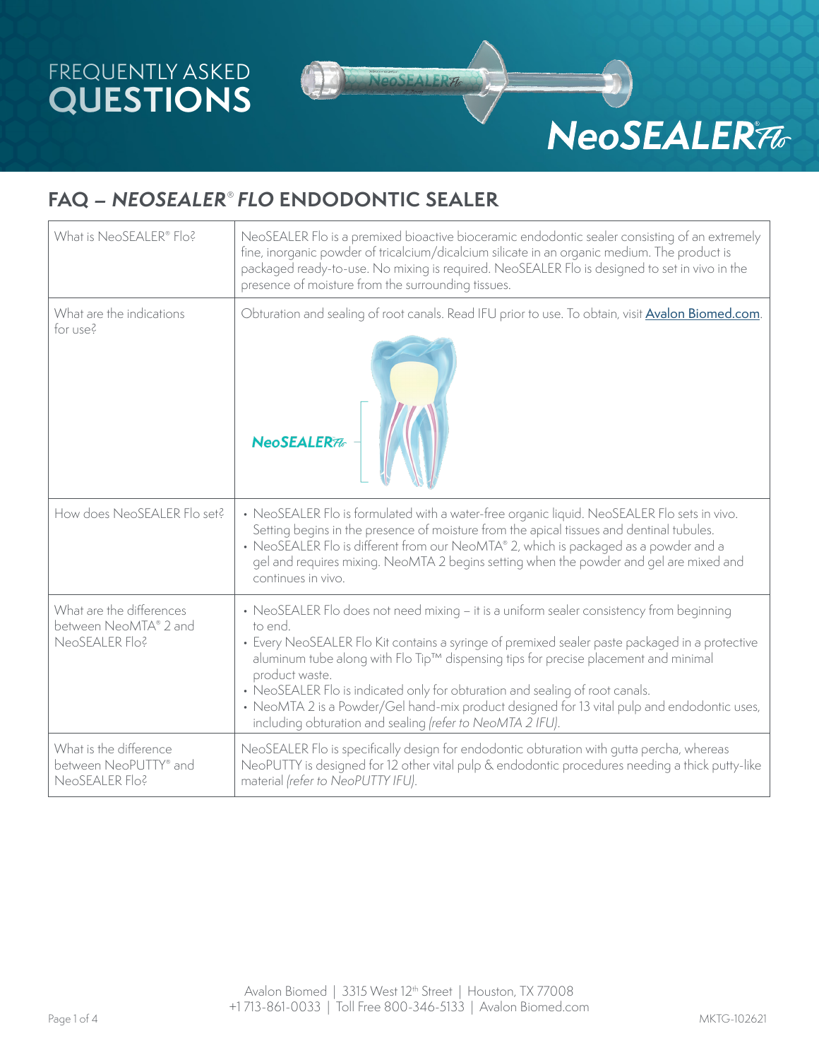# FREQUENTLY ASKED QUESTIONS

NeoSEALER Flo

## FAQ – *NEOSEALER® FLO* ENDODONTIC SEALER

| | |
|---|---|
| What is NeoSEALER® Flo? | NeoSEALER Flo is a premixed bioactive bioceramic endodontic sealer consisting of an extremely fine, inorganic powder of tricalcium/dicalcium silicate in an organic medium. The product is packaged ready-to-use. No mixing is required. NeoSEALER Flo is designed to set in vivo in the presence of moisture from the surrounding tissues. |
| What are the indications for use? | Obturation and sealing of root canals. Read IFU prior to use. To obtain, visit [Avalon Biomed.com](https://www.avalonbiomed.com). |
| How does NeoSEALER Flo set? | • NeoSEALER Flo is formulated with a water-free organic liquid. NeoSEALER Flo sets in vivo. Setting begins in the presence of moisture from the apical tissues and dentinal tubules.<br>• NeoSEALER Flo is different from our NeoMTA® 2, which is packaged as a powder and a gel and requires mixing. NeoMTA 2 begins setting when the powder and gel are mixed and continues in vivo. |
| What are the differences between NeoMTA® 2 and NeoSEALER Flo? | • NeoSEALER Flo does not need mixing – it is a uniform sealer consistency from beginning to end.<br>• Every NeoSEALER Flo Kit contains a syringe of premixed sealer paste packaged in a protective aluminum tube along with Flo Tip™ dispensing tips for precise placement and minimal product waste.<br>• NeoSEALER Flo is indicated only for obturation and sealing of root canals.<br>• NeoMTA 2 is a Powder/Gel hand-mix product designed for 13 vital pulp and endodontic uses, including obturation and sealing *(refer to NeoMTA 2 IFU)*. |
| What is the difference between NeoPUTTY® and NeoSEALER Flo? | NeoSEALER Flo is specifically design for endodontic obturation with gutta percha, whereas NeoPUTTY is designed for 12 other vital pulp & endodontic procedures needing a thick putty-like material *(refer to NeoPUTTY IFU)*. |

Avalon Biomed | 3315 West 12th Street | Houston, TX 77008
+1 713-861-0033 | Toll Free 800-346-5133 | Avalon Biomed.com

MKTG-102621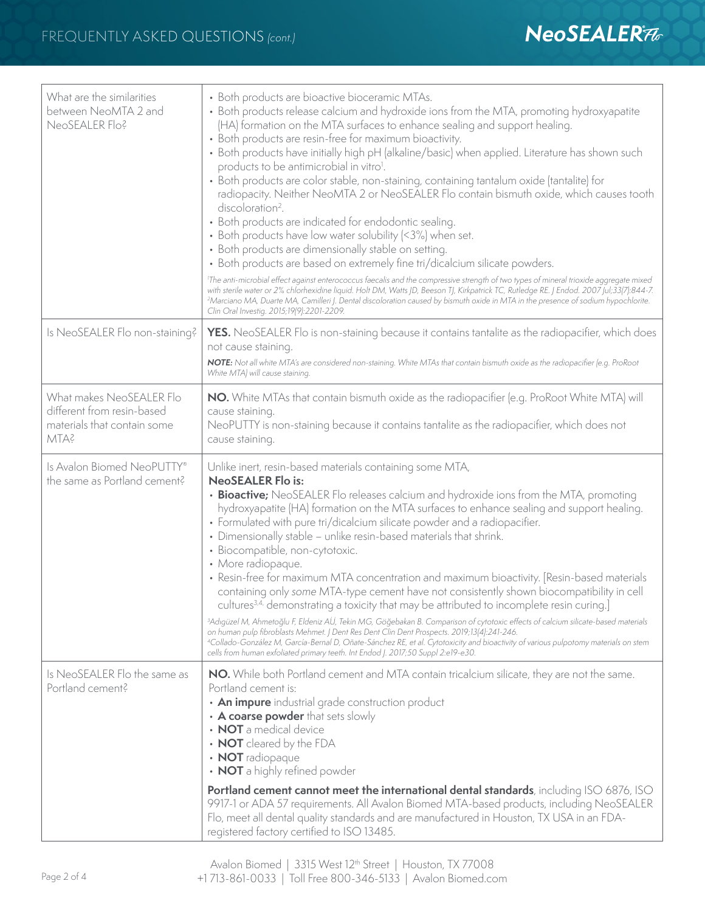## FREQUENTLY ASKED QUESTIONS *(cont.)*

| | |
|---|---|
| What are the similarities between NeoMTA 2 and NeoSEALER Flo? | • Both products are bioactive bioceramic MTAs.<br>• Both products release calcium and hydroxide ions from the MTA, promoting hydroxyapatite (HA) formation on the MTA surfaces to enhance sealing and support healing.<br>• Both products are resin-free for maximum bioactivity.<br>• Both products have initially high pH (alkaline/basic) when applied. Literature has shown such products to be antimicrobial in vitro[1].<br>• Both products are color stable, non-staining, containing tantalum oxide (tantalite) for radiopacity. Neither NeoMTA 2 or NeoSEALER Flo contain bismuth oxide, which causes tooth discoloration[2].<br>• Both products are indicated for endodontic sealing.<br>• Both products have low water solubility (<3%) when set.<br>• Both products are dimensionally stable on setting.<br>• Both products are based on extremely fine tri/dicalcium silicate powders.<br><br>*[1]The anti-microbial effect against enterococcus faecalis and the compressive strength of two types of mineral trioxide aggregate mixed with sterile water or 2% chlorhexidine liquid. Holt DM, Watts JD, Beeson TJ, Kirkpatrick TC, Rutledge RE. J Endod. 2007 Jul;33(7):844-7.*<br>*[2]Marciano MA, Duarte MA, Camilleri J. Dental discoloration caused by bismuth oxide in MTA in the presence of sodium hypochlorite. Clin Oral Investig. 2015;19(9):2201-2209.* |
| Is NeoSEALER Flo non-staining? | **YES.** NeoSEALER Flo is non-staining because it contains tantalite as the radiopacifier, which does not cause staining.<br>***NOTE:*** *Not all white MTA's are considered non-staining. White MTAs that contain bismuth oxide as the radiopacifier (e.g. ProRoot White MTA) will cause staining.* |
| What makes NeoSEALER Flo different from resin-based materials that contain some MTA? | **NO.** White MTAs that contain bismuth oxide as the radiopacifier (e.g. ProRoot White MTA) will cause staining.<br>NeoPUTTY is non-staining because it contains tantalite as the radiopacifier, which does not cause staining. |
| Is Avalon Biomed NeoPUTTY® the same as Portland cement? | Unlike inert, resin-based materials containing some MTA,<br>**NeoSEALER Flo is:**<br>• **Bioactive;** NeoSEALER Flo releases calcium and hydroxide ions from the MTA, promoting hydroxyapatite (HA) formation on the MTA surfaces to enhance sealing and support healing.<br>• Formulated with pure tri/dicalcium silicate powder and a radiopacifier.<br>• Dimensionally stable – unlike resin-based materials that shrink.<br>• Biocompatible, non-cytotoxic.<br>• More radiopaque.<br>• Resin-free for maximum MTA concentration and maximum bioactivity. [Resin-based materials containing only *some* MTA-type cement have not consistently shown biocompatibility in cell cultures[3,4], demonstrating a toxicity that may be attributed to incomplete resin curing.]<br><br>*[3]Adigüzel M, Ahmetoğlu F, Eldeniz AÜ, Tekin MG, Göğebakan B. Comparison of cytotoxic effects of calcium silicate-based materials on human pulp fibroblasts Mehmet. J Dent Res Dent Clin Dent Prospects. 2019;13(4):241-246.*<br>*[4]Collado-González M, García-Bernal D, Oñate-Sánchez RE, et al. Cytotoxicity and bioactivity of various pulpotomy materials on stem cells from human exfoliated primary teeth. Int Endod J. 2017;50 Suppl 2:e19-e30.* |
| Is NeoSEALER Flo the same as Portland cement? | **NO.** While both Portland cement and MTA contain tricalcium silicate, they are not the same. Portland cement is:<br>• **An impure** industrial grade construction product<br>• **A coarse powder** that sets slowly<br>• **NOT** a medical device<br>• **NOT** cleared by the FDA<br>• **NOT** radiopaque<br>• **NOT** a highly refined powder<br><br>**Portland cement cannot meet the international dental standards**, including ISO 6876, ISO 9917-1 or ADA 57 requirements. All Avalon Biomed MTA-based products, including NeoSEALER Flo, meet all dental quality standards and are manufactured in Houston, TX USA in an FDA-registered factory certified to ISO 13485. |

Avalon Biomed | 3315 West 12th Street | Houston, TX 77008
+1 713-861-0033 | Toll Free 800-346-5133 | Avalon Biomed.com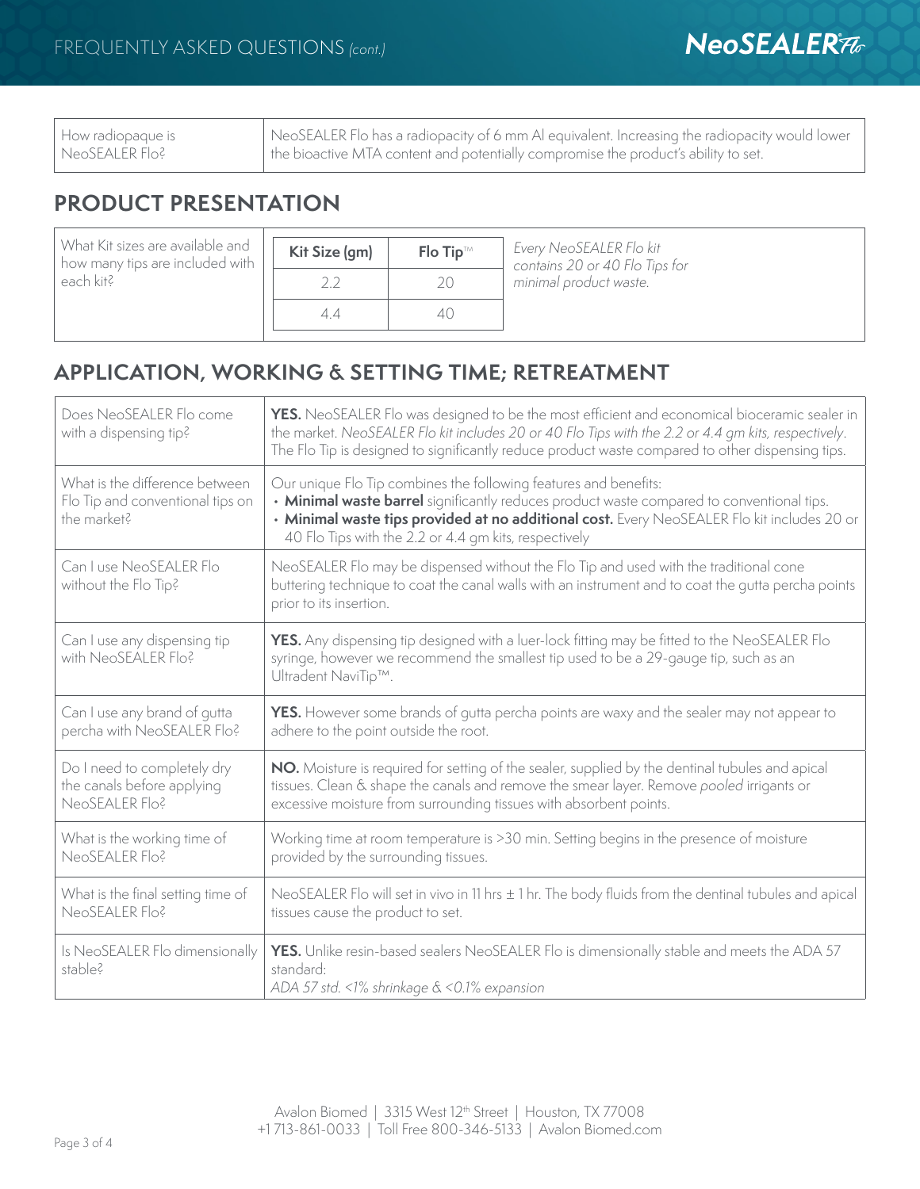| How radiopaque is NeoSEALER Flo? | NeoSEALER Flo has a radiopacity of 6 mm Al equivalent. Increasing the radiopacity would lower the bioactive MTA content and potentially compromise the product's ability to set. |
|---|---|

## PRODUCT PRESENTATION

What Kit sizes are available and how many tips are included with each kit?

| Kit Size (gm) | Flo Tip™ |
|---|---|
| 2.2 | 20 |
| 4.4 | 40 |

*Every NeoSEALER Flo kit contains 20 or 40 Flo Tips for minimal product waste.*

## APPLICATION, WORKING & SETTING TIME; RETREATMENT

| Question | Answer |
|---|---|
| Does NeoSEALER Flo come with a dispensing tip? | **YES.** NeoSEALER Flo was designed to be the most efficient and economical bioceramic sealer in the market. *NeoSEALER Flo kit includes 20 or 40 Flo Tips with the 2.2 or 4.4 gm kits, respectively.* The Flo Tip is designed to significantly reduce product waste compared to other dispensing tips. |
| What is the difference between Flo Tip and conventional tips on the market? | Our unique Flo Tip combines the following features and benefits:<br>• **Minimal waste barrel** significantly reduces product waste compared to conventional tips.<br>• **Minimal waste tips provided at no additional cost.** Every NeoSEALER Flo kit includes 20 or 40 Flo Tips with the 2.2 or 4.4 gm kits, respectively |
| Can I use NeoSEALER Flo without the Flo Tip? | NeoSEALER Flo may be dispensed without the Flo Tip and used with the traditional cone buttering technique to coat the canal walls with an instrument and to coat the gutta percha points prior to its insertion. |
| Can I use any dispensing tip with NeoSEALER Flo? | **YES.** Any dispensing tip designed with a luer-lock fitting may be fitted to the NeoSEALER Flo syringe, however we recommend the smallest tip used to be a 29-gauge tip, such as an Ultradent NaviTip™. |
| Can I use any brand of gutta percha with NeoSEALER Flo? | **YES.** However some brands of gutta percha points are waxy and the sealer may not appear to adhere to the point outside the root. |
| Do I need to completely dry the canals before applying NeoSEALER Flo? | **NO.** Moisture is required for setting of the sealer, supplied by the dentinal tubules and apical tissues. Clean & shape the canals and remove the smear layer. Remove *pooled* irrigants or excessive moisture from surrounding tissues with absorbent points. |
| What is the working time of NeoSEALER Flo? | Working time at room temperature is >30 min. Setting begins in the presence of moisture provided by the surrounding tissues. |
| What is the final setting time of NeoSEALER Flo? | NeoSEALER Flo will set in vivo in 11 hrs ± 1 hr. The body fluids from the dentinal tubules and apical tissues cause the product to set. |
| Is NeoSEALER Flo dimensionally stable? | **YES.** Unlike resin-based sealers NeoSEALER Flo is dimensionally stable and meets the ADA 57 standard:<br>*ADA 57 std. <1% shrinkage & <0.1% expansion* |

Avalon Biomed | 3315 West 12th Street | Houston, TX 77008
+1 713-861-0033 | Toll Free 800-346-5133 | Avalon Biomed.com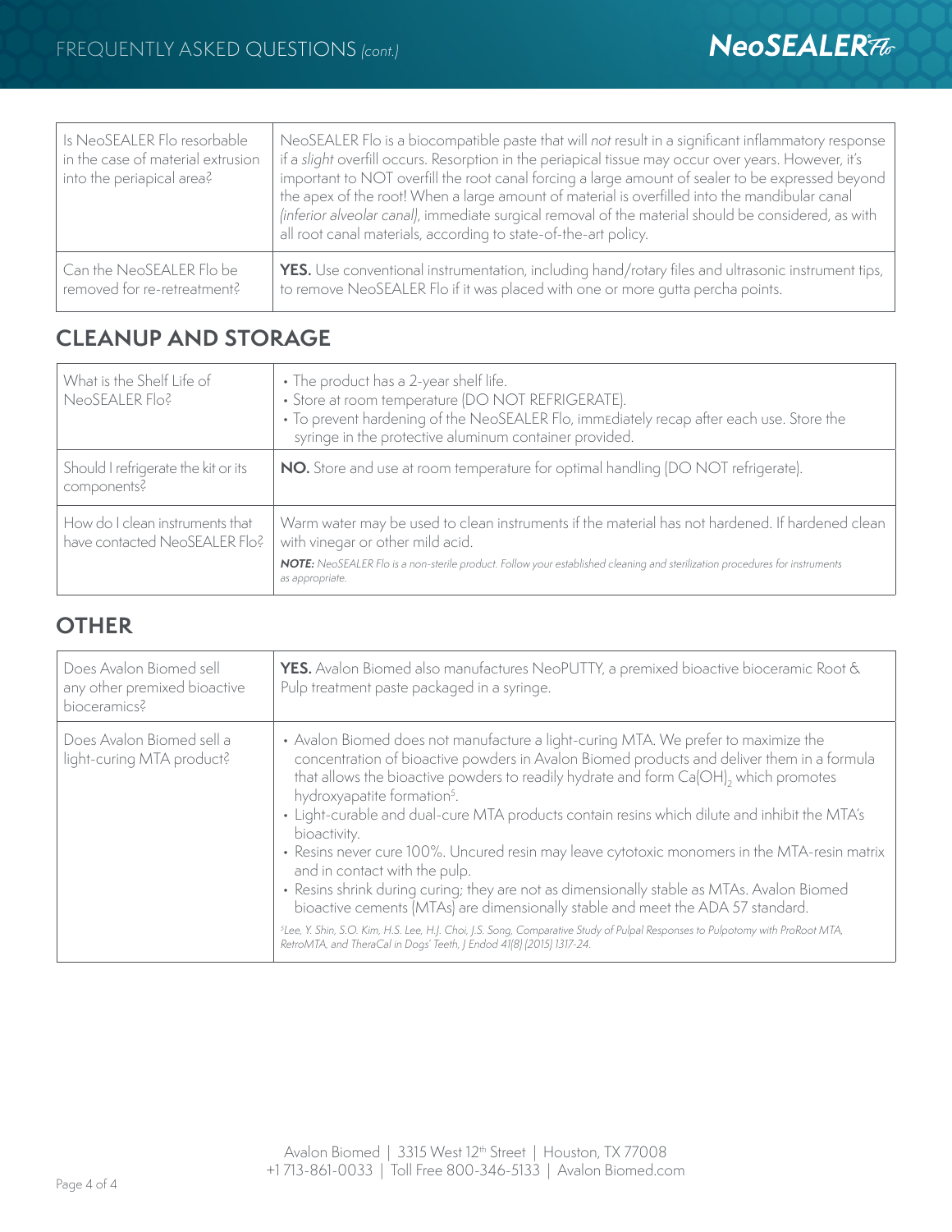| | |
|---|---|
| Is NeoSEALER Flo resorbable in the case of material extrusion into the periapical area? | NeoSEALER Flo is a biocompatible paste that will *not* result in a significant inflammatory response if a *slight* overfill occurs. Resorption in the periapical tissue may occur over years. However, it's important to NOT overfill the root canal forcing a large amount of sealer to be expressed beyond the apex of the root! When a large amount of material is overfilled into the mandibular canal *(inferior alveolar canal)*, immediate surgical removal of the material should be considered, as with all root canal materials, according to state-of-the-art policy. |
| Can the NeoSEALER Flo be removed for re-retreatment? | **YES.** Use conventional instrumentation, including hand/rotary files and ultrasonic instrument tips, to remove NeoSEALER Flo if it was placed with one or more gutta percha points. |

## CLEANUP AND STORAGE

| | |
|---|---|
| What is the Shelf Life of NeoSEALER Flo? | • The product has a 2-year shelf life.<br>• Store at room temperature (DO NOT REFRIGERATE).<br>• To prevent hardening of the NeoSEALER Flo, immediately recap after each use. Store the syringe in the protective aluminum container provided. |
| Should I refrigerate the kit or its components? | **NO.** Store and use at room temperature for optimal handling (DO NOT refrigerate). |
| How do I clean instruments that have contacted NeoSEALER Flo? | Warm water may be used to clean instruments if the material has not hardened. If hardened clean with vinegar or other mild acid.<br>***NOTE:*** *NeoSEALER Flo is a non-sterile product. Follow your established cleaning and sterilization procedures for instruments as appropriate.* |

## OTHER

| | |
|---|---|
| Does Avalon Biomed sell any other premixed bioactive bioceramics? | **YES.** Avalon Biomed also manufactures NeoPUTTY, a premixed bioactive bioceramic Root & Pulp treatment paste packaged in a syringe. |
| Does Avalon Biomed sell a light-curing MTA product? | • Avalon Biomed does not manufacture a light-curing MTA. We prefer to maximize the concentration of bioactive powders in Avalon Biomed products and deliver them in a formula that allows the bioactive powders to readily hydrate and form $Ca(OH)_2$ which promotes hydroxyapatite formation[5].<br>• Light-curable and dual-cure MTA products contain resins which dilute and inhibit the MTA's bioactivity.<br>• Resins never cure 100%. Uncured resin may leave cytotoxic monomers in the MTA-resin matrix and in contact with the pulp.<br>• Resins shrink during curing; they are not as dimensionally stable as MTAs. Avalon Biomed bioactive cements (MTAs) are dimensionally stable and meet the ADA 57 standard.<br>*[5]Lee, Y. Shin, S.O. Kim, H.S. Lee, H.J. Choi, J.S. Song, Comparative Study of Pulpal Responses to Pulpotomy with ProRoot MTA, RetroMTA, and TheraCal in Dogs' Teeth, J Endod 41(8) (2015) 1317-24.* |

Avalon Biomed | 3315 West 12th Street | Houston, TX 77008
+1 713-861-0033 | Toll Free 800-346-5133 | Avalon Biomed.com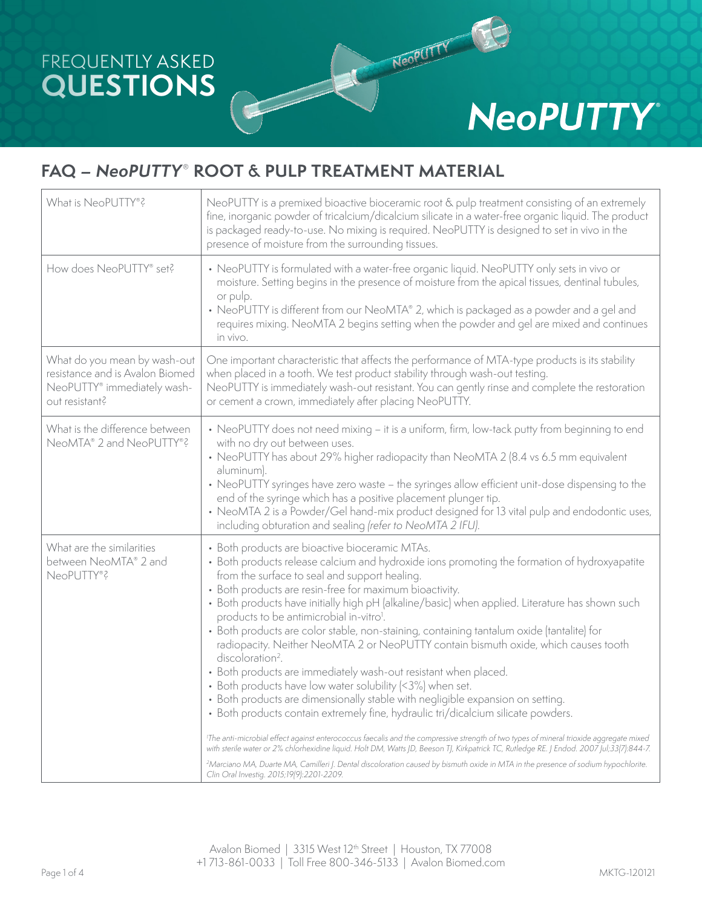FREQUENTLY ASKED
# QUESTIONS

*NeoPUTTY*®

## FAQ – *NeoPUTTY*® ROOT & PULP TREATMENT MATERIAL

| | |
|---|---|
| What is NeoPUTTY®? | NeoPUTTY is a premixed bioactive bioceramic root & pulp treatment consisting of an extremely fine, inorganic powder of tricalcium/dicalcium silicate in a water-free organic liquid. The product is packaged ready-to-use. No mixing is required. NeoPUTTY is designed to set in vivo in the presence of moisture from the surrounding tissues. |
| How does NeoPUTTY® set? | • NeoPUTTY is formulated with a water-free organic liquid. NeoPUTTY only sets in vivo or moisture. Setting begins in the presence of moisture from the apical tissues, dentinal tubules, or pulp. <br> • NeoPUTTY is different from our NeoMTA® 2, which is packaged as a powder and a gel and requires mixing. NeoMTA 2 begins setting when the powder and gel are mixed and continues in vivo. |
| What do you mean by wash-out resistance and is Avalon Biomed NeoPUTTY® immediately wash-out resistant? | One important characteristic that affects the performance of MTA-type products is its stability when placed in a tooth. We test product stability through wash-out testing. NeoPUTTY is immediately wash-out resistant. You can gently rinse and complete the restoration or cement a crown, immediately after placing NeoPUTTY. |
| What is the difference between NeoMTA® 2 and NeoPUTTY®? | • NeoPUTTY does not need mixing – it is a uniform, firm, low-tack putty from beginning to end with no dry out between uses. <br> • NeoPUTTY has about 29% higher radiopacity than NeoMTA 2 (8.4 vs 6.5 mm equivalent aluminum). <br> • NeoPUTTY syringes have zero waste – the syringes allow efficient unit-dose dispensing to the end of the syringe which has a positive placement plunger tip. <br> • NeoMTA 2 is a Powder/Gel hand-mix product designed for 13 vital pulp and endodontic uses, including obturation and sealing *(refer to NeoMTA 2 IFU)*. |
| What are the similarities between NeoMTA® 2 and NeoPUTTY®? | • Both products are bioactive bioceramic MTAs. <br> • Both products release calcium and hydroxide ions promoting the formation of hydroxyapatite from the surface to seal and support healing. <br> • Both products are resin-free for maximum bioactivity. <br> • Both products have initially high pH (alkaline/basic) when applied. Literature has shown such products to be antimicrobial in-vitro[1]. <br> • Both products are color stable, non-staining, containing tantalum oxide (tantalite) for radiopacity. Neither NeoMTA 2 or NeoPUTTY contain bismuth oxide, which causes tooth discoloration[2]. <br> • Both products are immediately wash-out resistant when placed. <br> • Both products have low water solubility (<3%) when set. <br> • Both products are dimensionally stable with negligible expansion on setting. <br> • Both products contain extremely fine, hydraulic tri/dicalcium silicate powders. <br><br> *[1]The anti-microbial effect against enterococcus faecalis and the compressive strength of two types of mineral trioxide aggregate mixed with sterile water or 2% chlorhexidine liquid. Holt DM, Watts JD, Beeson TJ, Kirkpatrick TC, Rutledge RE. J Endod. 2007 Jul;33(7):844-7.* <br> *[2]Marciano MA, Duarte MA, Camilleri J. Dental discoloration caused by bismuth oxide in MTA in the presence of sodium hypochlorite. Clin Oral Investig. 2015;19(9):2201-2209.* |

Avalon Biomed | 3315 West 12th Street | Houston, TX 77008
+1 713-861-0033 | Toll Free 800-346-5133 | Avalon Biomed.com

MKTG-120121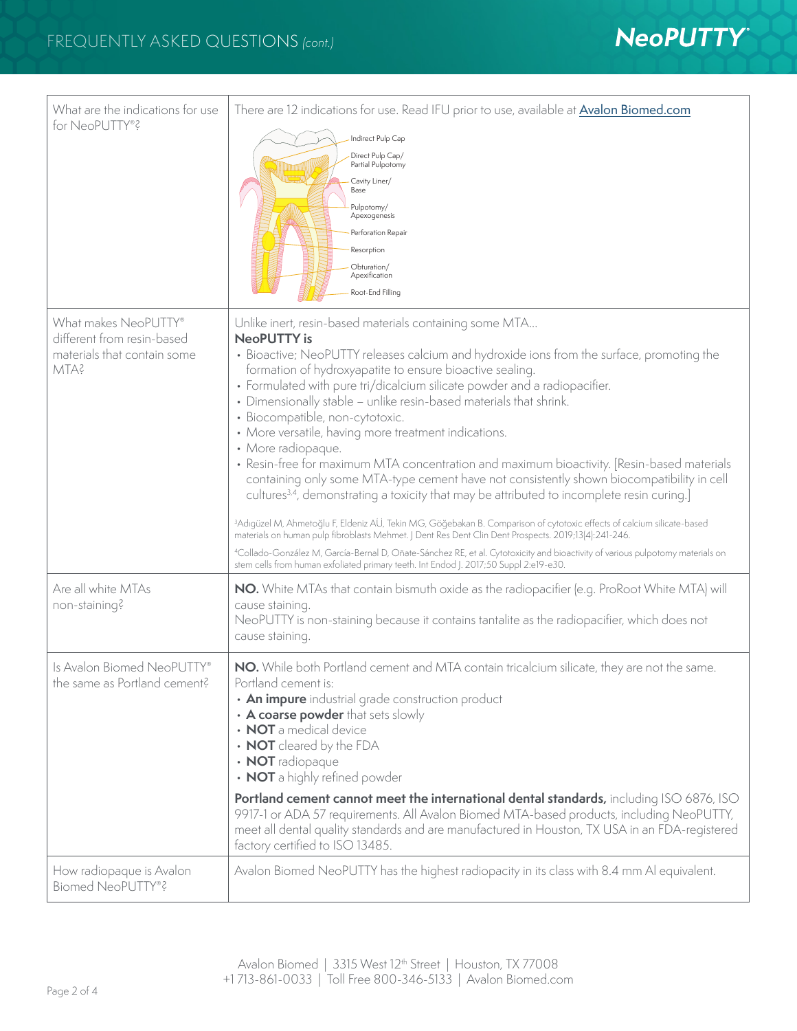| | |
|---|---|
| What are the indications for use for NeoPUTTY®? | There are 12 indications for use. Read IFU prior to use, available at [Avalon Biomed.com](Avalon Biomed.com)<br><br>Indirect Pulp Cap<br>Direct Pulp Cap/ Partial Pulpotomy<br>Cavity Liner/ Base<br>Pulpotomy/ Apexogenesis<br>Perforation Repair<br>Resorption<br>Obturation/ Apexification<br>Root-End Filling |
| What makes NeoPUTTY® different from resin-based materials that contain some MTA? | Unlike inert, resin-based materials containing some MTA...<br>**NeoPUTTY is**<br>• Bioactive; NeoPUTTY releases calcium and hydroxide ions from the surface, promoting the formation of hydroxyapatite to ensure bioactive sealing.<br>• Formulated with pure tri/dicalcium silicate powder and a radiopacifier.<br>• Dimensionally stable – unlike resin-based materials that shrink.<br>• Biocompatible, non-cytotoxic.<br>• More versatile, having more treatment indications.<br>• More radiopaque.<br>• Resin-free for maximum MTA concentration and maximum bioactivity. [Resin-based materials containing only some MTA-type cement have not consistently shown biocompatibility in cell cultures[3,4], demonstrating a toxicity that may be attributed to incomplete resin curing.]<br><br>[3]Adıgüzel M, Ahmetoğlu F, Eldeniz AÜ, Tekin MG, Göğebakan B. Comparison of cytotoxic effects of calcium silicate-based materials on human pulp fibroblasts Mehmet. J Dent Res Dent Clin Dent Prospects. 2019;13(4):241-246.<br><br>[4]Collado-González M, García-Bernal D, Oñate-Sánchez RE, et al. Cytotoxicity and bioactivity of various pulpotomy materials on stem cells from human exfoliated primary teeth. Int Endod J. 2017;50 Suppl 2:e19-e30. |
| Are all white MTAs non-staining? | **NO.** White MTAs that contain bismuth oxide as the radiopacifier (e.g. ProRoot White MTA) will cause staining.<br>NeoPUTTY is non-staining because it contains tantalite as the radiopacifier, which does not cause staining. |
| Is Avalon Biomed NeoPUTTY® the same as Portland cement? | **NO.** While both Portland cement and MTA contain tricalcium silicate, they are not the same. Portland cement is:<br>• **An impure** industrial grade construction product<br>• **A coarse powder** that sets slowly<br>• **NOT** a medical device<br>• **NOT** cleared by the FDA<br>• **NOT** radiopaque<br>• **NOT** a highly refined powder<br><br>**Portland cement cannot meet the international dental standards,** including ISO 6876, ISO 9917-1 or ADA 57 requirements. All Avalon Biomed MTA-based products, including NeoPUTTY, meet all dental quality standards and are manufactured in Houston, TX USA in an FDA-registered factory certified to ISO 13485. |
| How radiopaque is Avalon Biomed NeoPUTTY®? | Avalon Biomed NeoPUTTY has the highest radiopacity in its class with 8.4 mm Al equivalent. |

Avalon Biomed | 3315 West 12th Street | Houston, TX 77008
+1 713-861-0033 | Toll Free 800-346-5133 | Avalon Biomed.com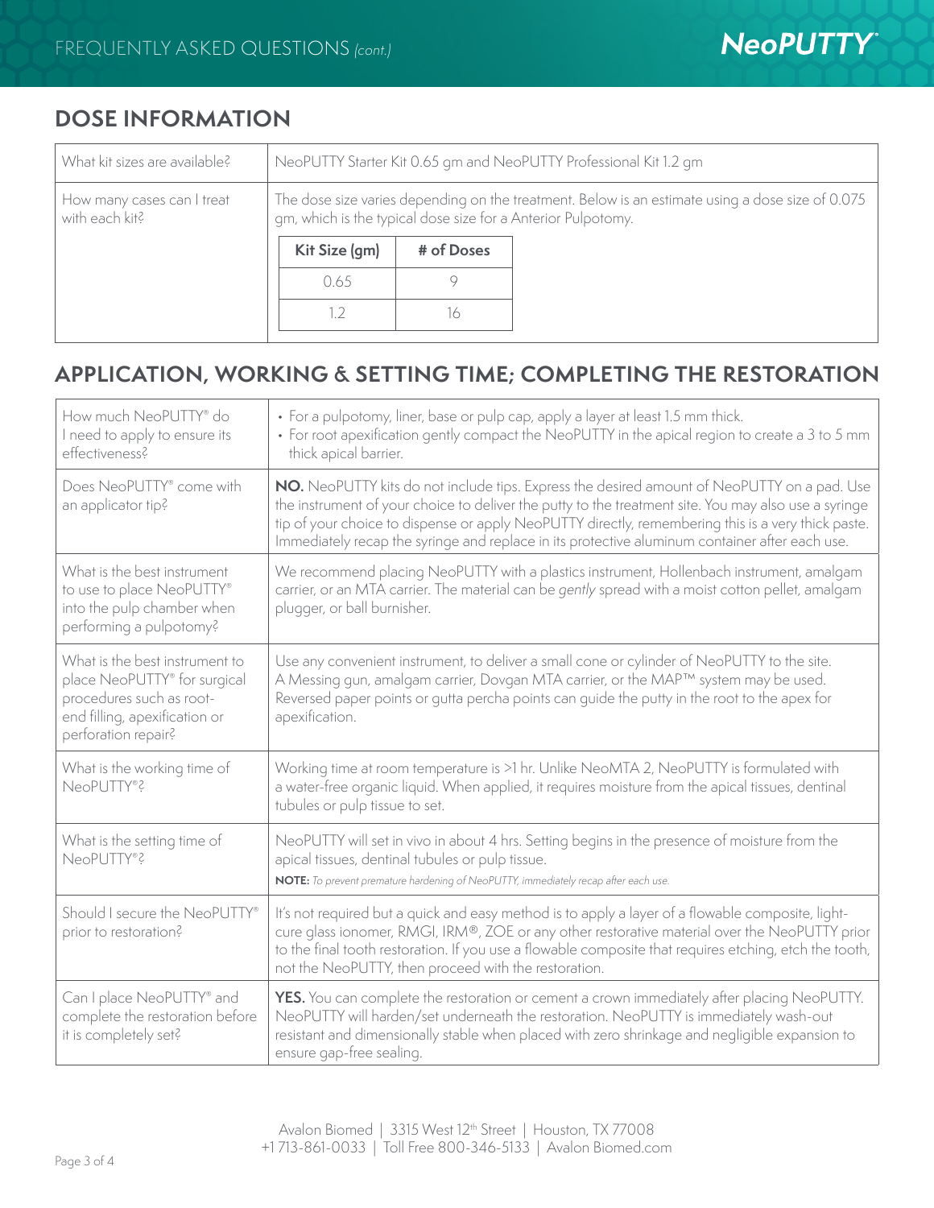## DOSE INFORMATION

| | |
|---|---|
| What kit sizes are available? | NeoPUTTY Starter Kit 0.65 gm and NeoPUTTY Professional Kit 1.2 gm |
| How many cases can I treat with each kit? | The dose size varies depending on the treatment. Below is an estimate using a dose size of 0.075 gm, which is the typical dose size for a Anterior Pulpotomy. |

| Kit Size (gm) | # of Doses |
|---|---|
| 0.65 | 9 |
| 1.2 | 16 |

## APPLICATION, WORKING & SETTING TIME; COMPLETING THE RESTORATION

| | |
|---|---|
| How much NeoPUTTY® do I need to apply to ensure its effectiveness? | • For a pulpotomy, liner, base or pulp cap, apply a layer at least 1.5 mm thick.<br>• For root apexification gently compact the NeoPUTTY in the apical region to create a 3 to 5 mm thick apical barrier. |
| Does NeoPUTTY® come with an applicator tip? | **NO.** NeoPUTTY kits do not include tips. Express the desired amount of NeoPUTTY on a pad. Use the instrument of your choice to deliver the putty to the treatment site. You may also use a syringe tip of your choice to dispense or apply NeoPUTTY directly, remembering this is a very thick paste. Immediately recap the syringe and replace in its protective aluminum container after each use. |
| What is the best instrument to use to place NeoPUTTY® into the pulp chamber when performing a pulpotomy? | We recommend placing NeoPUTTY with a plastics instrument, Hollenbach instrument, amalgam carrier, or an MTA carrier. The material can be *gently* spread with a moist cotton pellet, amalgam plugger, or ball burnisher. |
| What is the best instrument to place NeoPUTTY® for surgical procedures such as root-end filling, apexification or perforation repair? | Use any convenient instrument, to deliver a small cone or cylinder of NeoPUTTY to the site. A Messing gun, amalgam carrier, Dovgan MTA carrier, or the MAP™ system may be used. Reversed paper points or gutta percha points can guide the putty in the root to the apex for apexification. |
| What is the working time of NeoPUTTY®? | Working time at room temperature is >1 hr. Unlike NeoMTA 2, NeoPUTTY is formulated with a water-free organic liquid. When applied, it requires moisture from the apical tissues, dentinal tubules or pulp tissue to set. |
| What is the setting time of NeoPUTTY®? | NeoPUTTY will set in vivo in about 4 hrs. Setting begins in the presence of moisture from the apical tissues, dentinal tubules or pulp tissue.<br>**NOTE:** *To prevent premature hardening of NeoPUTTY, immediately recap after each use.* |
| Should I secure the NeoPUTTY® prior to restoration? | It's not required but a quick and easy method is to apply a layer of a flowable composite, light-cure glass ionomer, RMGI, IRM®, ZOE or any other restorative material over the NeoPUTTY prior to the final tooth restoration. If you use a flowable composite that requires etching, etch the tooth, not the NeoPUTTY, then proceed with the restoration. |
| Can I place NeoPUTTY® and complete the restoration before it is completely set? | **YES.** You can complete the restoration or cement a crown immediately after placing NeoPUTTY. NeoPUTTY will harden/set underneath the restoration. NeoPUTTY is immediately wash-out resistant and dimensionally stable when placed with zero shrinkage and negligible expansion to ensure gap-free sealing. |

Avalon Biomed | 3315 West 12th Street | Houston, TX 77008
+1 713-861-0033 | Toll Free 800-346-5133 | Avalon Biomed.com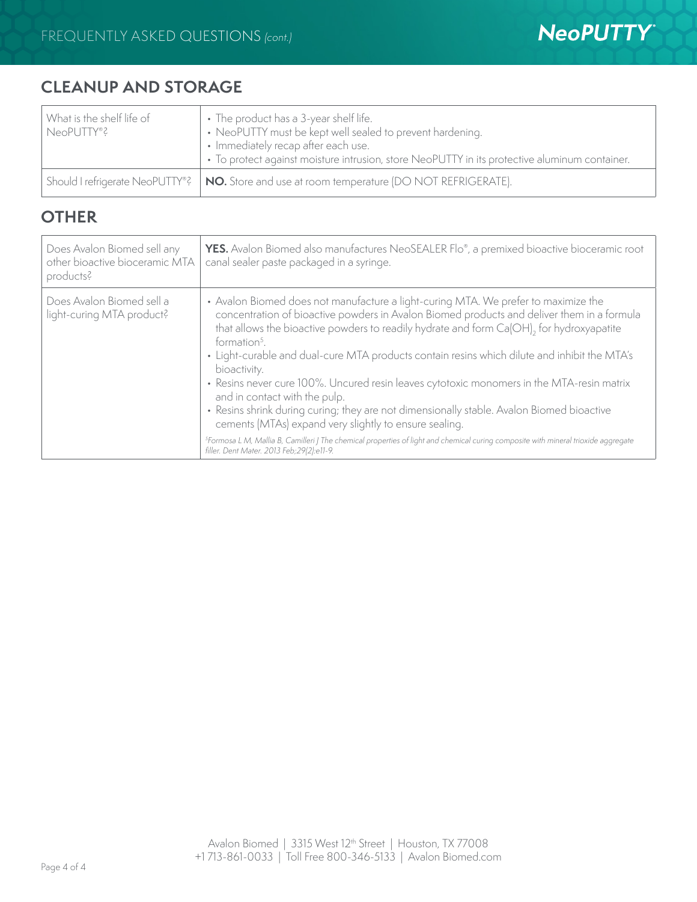## CLEANUP AND STORAGE

| | |
|---|---|
| What is the shelf life of NeoPUTTY®? | • The product has a 3-year shelf life.<br>• NeoPUTTY must be kept well sealed to prevent hardening.<br>• Immediately recap after each use.<br>• To protect against moisture intrusion, store NeoPUTTY in its protective aluminum container. |
| Should I refrigerate NeoPUTTY®? | **NO.** Store and use at room temperature (DO NOT REFRIGERATE). |

## OTHER

| | |
|---|---|
| Does Avalon Biomed sell any other bioactive bioceramic MTA products? | **YES.** Avalon Biomed also manufactures NeoSEALER Flo®, a premixed bioactive bioceramic root canal sealer paste packaged in a syringe. |
| Does Avalon Biomed sell a light-curing MTA product? | • Avalon Biomed does not manufacture a light-curing MTA. We prefer to maximize the concentration of bioactive powders in Avalon Biomed products and deliver them in a formula that allows the bioactive powders to readily hydrate and form $Ca(OH)_2$ for hydroxyapatite formation[5].<br>• Light-curable and dual-cure MTA products contain resins which dilute and inhibit the MTA's bioactivity.<br>• Resins never cure 100%. Uncured resin leaves cytotoxic monomers in the MTA-resin matrix and in contact with the pulp.<br>• Resins shrink during curing; they are not dimensionally stable. Avalon Biomed bioactive cements (MTAs) expand very slightly to ensure sealing.<br><br>*[5]Formosa L M, Mallia B, Camilleri J The chemical properties of light and chemical curing composite with mineral trioxide aggregate filler. Dent Mater. 2013 Feb;29(2):e11-9.* |

Avalon Biomed | 3315 West 12th Street | Houston, TX 77008
+1 713-861-0033 | Toll Free 800-346-5133 | Avalon Biomed.com